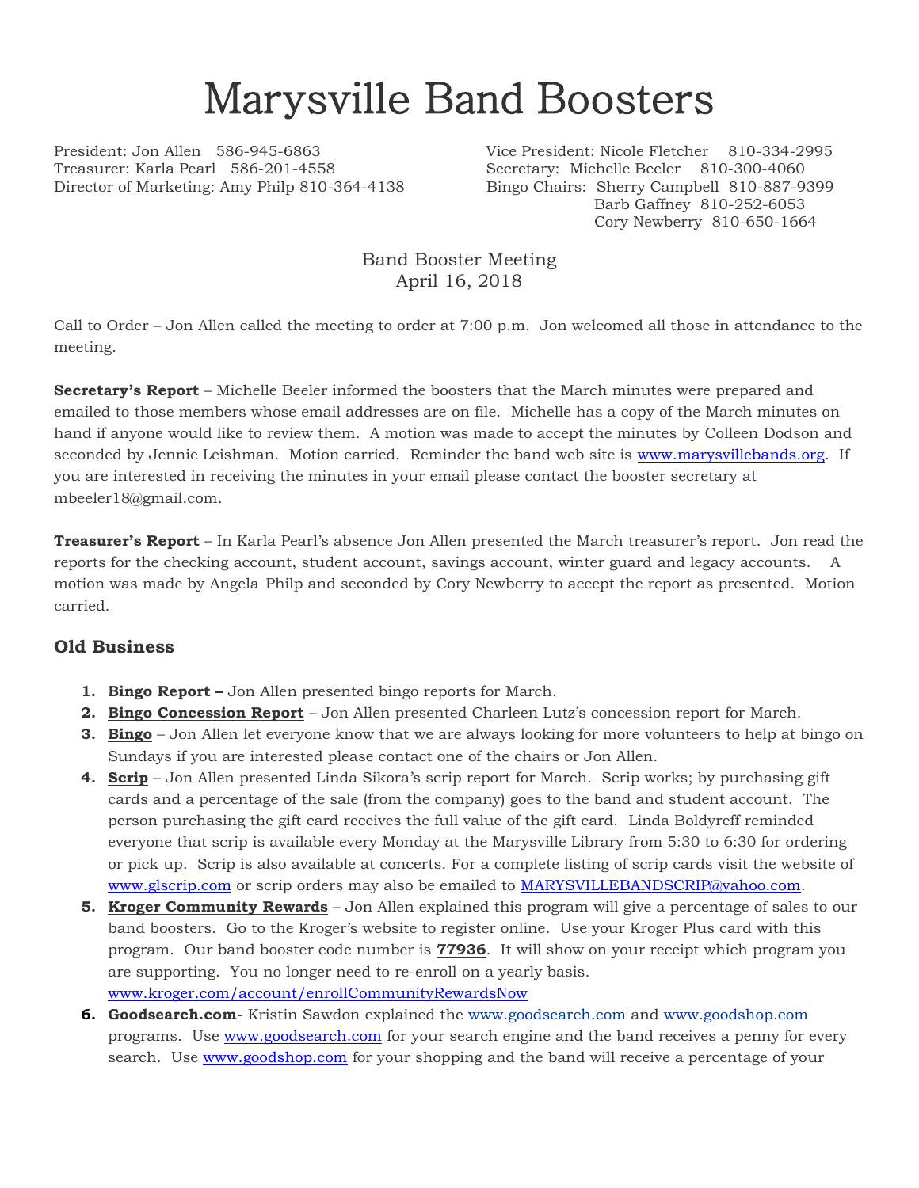# Marysville Band Boosters

President: Jon Allen 586-945-6863
Treasurer: Karla Pearl 586-201-4558
Director of Marketing: Amy Philp 810-364-4138

Vice President: Nicole Fletcher 810-334-2995
Secretary: Michelle Beeler 810-300-4060
Bingo Chairs: Sherry Campbell 810-887-9399
Barb Gaffney 810-252-6053
Cory Newberry 810-650-1664

Band Booster Meeting
April 16, 2018

Call to Order – Jon Allen called the meeting to order at 7:00 p.m. Jon welcomed all those in attendance to the meeting.

**Secretary's Report** – Michelle Beeler informed the boosters that the March minutes were prepared and emailed to those members whose email addresses are on file. Michelle has a copy of the March minutes on hand if anyone would like to review them. A motion was made to accept the minutes by Colleen Dodson and seconded by Jennie Leishman. Motion carried. Reminder the band web site is www.marysvillebands.org. If you are interested in receiving the minutes in your email please contact the booster secretary at mbeeler18@gmail.com.

**Treasurer's Report** – In Karla Pearl's absence Jon Allen presented the March treasurer's report. Jon read the reports for the checking account, student account, savings account, winter guard and legacy accounts. A motion was made by Angela Philp and seconded by Cory Newberry to accept the report as presented. Motion carried.

## Old Business

1. **Bingo Report –** Jon Allen presented bingo reports for March.
2. **Bingo Concession Report** – Jon Allen presented Charleen Lutz's concession report for March.
3. **Bingo** – Jon Allen let everyone know that we are always looking for more volunteers to help at bingo on Sundays if you are interested please contact one of the chairs or Jon Allen.
4. **Scrip** – Jon Allen presented Linda Sikora's scrip report for March. Scrip works; by purchasing gift cards and a percentage of the sale (from the company) goes to the band and student account. The person purchasing the gift card receives the full value of the gift card. Linda Boldyreff reminded everyone that scrip is available every Monday at the Marysville Library from 5:30 to 6:30 for ordering or pick up. Scrip is also available at concerts. For a complete listing of scrip cards visit the website of www.glscrip.com or scrip orders may also be emailed to MARYSVILLEBANDSCRIP@yahoo.com.
5. **Kroger Community Rewards** – Jon Allen explained this program will give a percentage of sales to our band boosters. Go to the Kroger's website to register online. Use your Kroger Plus card with this program. Our band booster code number is **77936**. It will show on your receipt which program you are supporting. You no longer need to re-enroll on a yearly basis. www.kroger.com/account/enrollCommunityRewardsNow
6. **Goodsearch.com**- Kristin Sawdon explained the www.goodsearch.com and www.goodshop.com programs. Use www.goodsearch.com for your search engine and the band receives a penny for every search. Use www.goodshop.com for your shopping and the band will receive a percentage of your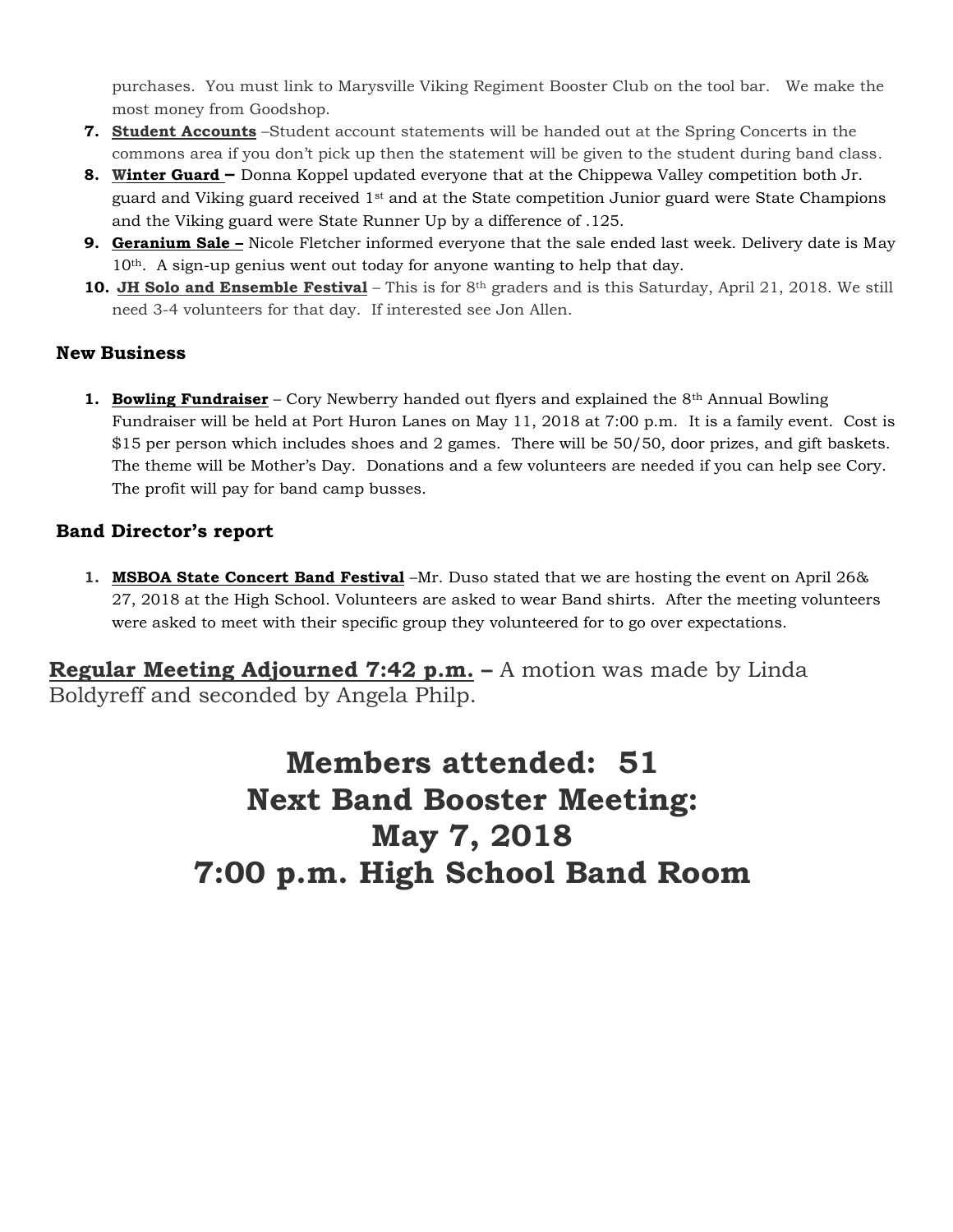purchases. You must link to Marysville Viking Regiment Booster Club on the tool bar. We make the most money from Goodshop.

7. **Student Accounts** –Student account statements will be handed out at the Spring Concerts in the commons area if you don't pick up then the statement will be given to the student during band class.
8. **Winter Guard –** Donna Koppel updated everyone that at the Chippewa Valley competition both Jr. guard and Viking guard received 1st and at the State competition Junior guard were State Champions and the Viking guard were State Runner Up by a difference of .125.
9. **Geranium Sale –** Nicole Fletcher informed everyone that the sale ended last week. Delivery date is May 10th. A sign-up genius went out today for anyone wanting to help that day.
10. **JH Solo and Ensemble Festival** – This is for 8th graders and is this Saturday, April 21, 2018. We still need 3-4 volunteers for that day. If interested see Jon Allen.

## New Business

1. **Bowling Fundraiser** – Cory Newberry handed out flyers and explained the 8th Annual Bowling Fundraiser will be held at Port Huron Lanes on May 11, 2018 at 7:00 p.m. It is a family event. Cost is $15 per person which includes shoes and 2 games. There will be 50/50, door prizes, and gift baskets. The theme will be Mother's Day. Donations and a few volunteers are needed if you can help see Cory. The profit will pay for band camp busses.

## Band Director's report

1. **MSBOA State Concert Band Festival** –Mr. Duso stated that we are hosting the event on April 26& 27, 2018 at the High School. Volunteers are asked to wear Band shirts. After the meeting volunteers were asked to meet with their specific group they volunteered for to go over expectations.

**Regular Meeting Adjourned 7:42 p.m. –** A motion was made by Linda Boldyreff and seconded by Angela Philp.

# Members attended: 51
# Next Band Booster Meeting:
# May 7, 2018
# 7:00 p.m. High School Band Room